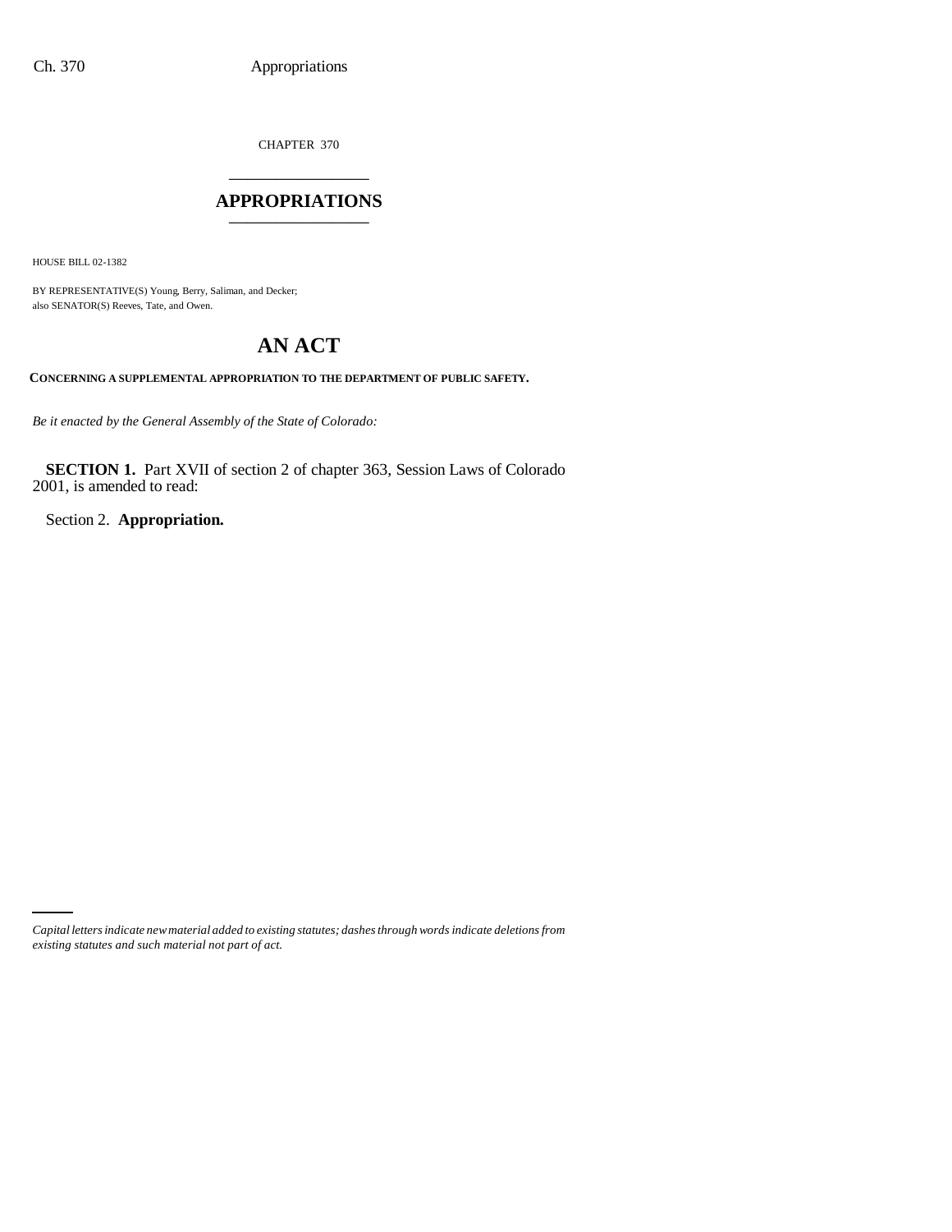CHAPTER 370

# APPROPRIATIONS

HOUSE BILL 02-1382

BY REPRESENTATIVE(S) Young, Berry, Saliman, and Decker;
also SENATOR(S) Reeves, Tate, and Owen.

## AN ACT

**CONCERNING A SUPPLEMENTAL APPROPRIATION TO THE DEPARTMENT OF PUBLIC SAFETY.**

*Be it enacted by the General Assembly of the State of Colorado:*

**SECTION 1.** Part XVII of section 2 of chapter 363, Session Laws of Colorado 2001, is amended to read:

Section 2. **Appropriation.**

*Capital letters indicate new material added to existing statutes; dashes through words indicate deletions from existing statutes and such material not part of act.*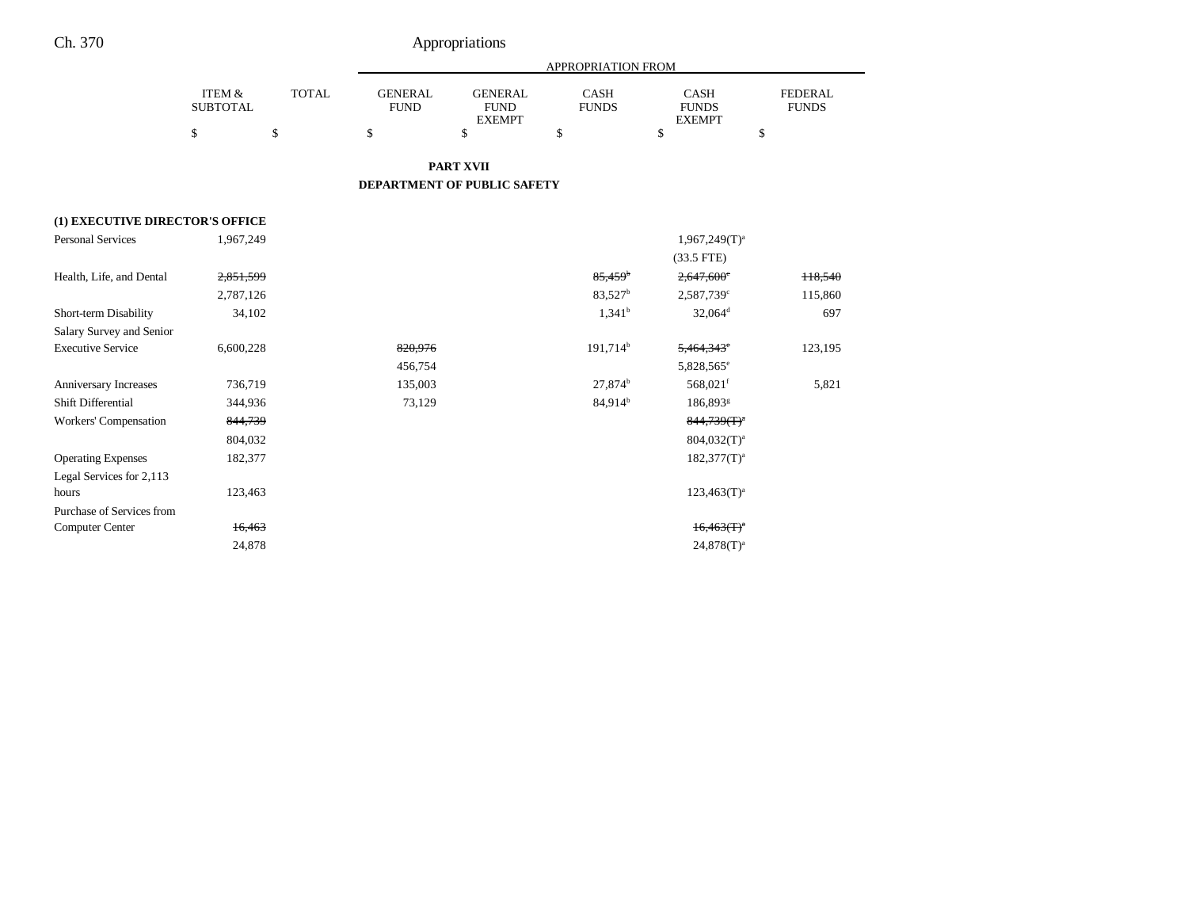## PART XVII

## DEPARTMENT OF PUBLIC SAFETY

| | ITEM & SUBTOTAL | TOTAL | GENERAL FUND | GENERAL FUND EXEMPT | CASH FUNDS | CASH FUNDS EXEMPT | FEDERAL FUNDS |
|---|---|---|---|---|---|---|---|
| | $ | $ | $ | $ | $ | $ | $ |
| **(1) EXECUTIVE DIRECTOR'S OFFICE** | | | | | | | |
| Personal Services | 1,967,249 | | | | | 1,967,249(T)[a] | |
| | | | | | | (33.5 FTE) | |
| Health, Life, and Dental | ~~2,851,599~~ | | | | ~~85,459[b]~~ | ~~2,647,600[c]~~ | ~~118,540~~ |
| | 2,787,126 | | | | 83,527[b] | 2,587,739[c] | 115,860 |
| Short-term Disability | 34,102 | | | | 1,341[b] | 32,064[d] | 697 |
| Salary Survey and Senior Executive Service | 6,600,228 | | ~~820,976~~ | | 191,714[b] | ~~5,464,343[e]~~ | 123,195 |
| | | | 456,754 | | | 5,828,565[e] | |
| Anniversary Increases | 736,719 | | 135,003 | | 27,874[b] | 568,021[f] | 5,821 |
| Shift Differential | 344,936 | | 73,129 | | 84,914[b] | 186,893[g] | |
| Workers' Compensation | ~~844,739~~ | | | | | ~~844,739(T)[a]~~ | |
| | 804,032 | | | | | 804,032(T)[a] | |
| Operating Expenses | 182,377 | | | | | 182,377(T)[a] | |
| Legal Services for 2,113 hours | 123,463 | | | | | 123,463(T)[a] | |
| Purchase of Services from Computer Center | ~~16,463~~ | | | | | ~~16,463(T)[a]~~ | |
| | 24,878 | | | | | 24,878(T)[a] | |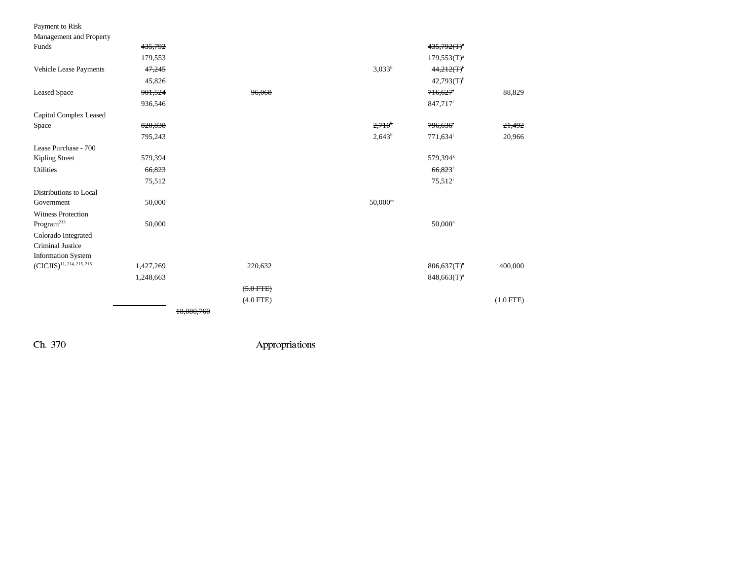| | | | | | | | |
|---|---|---|---|---|---|---|---|
| Payment to Risk Management and Property Funds | ~~435,792~~ | | | | | ~~435,792(T)[a]~~ | |
| | 179,553 | | | | | 179,553(T)[a] | |
| Vehicle Lease Payments | ~~47,245~~ | | | | 3,033[h] | ~~44,212(T)[h]~~ | |
| | 45,826 | | | | | 42,793(T)[h] | |
| Leased Space | ~~901,524~~ | | ~~96,068~~ | | | ~~716,627[i]~~ | 88,829 |
| | 936,546 | | | | | 847,717[i] | |
| Capitol Complex Leased Space | ~~820,838~~ | | | | ~~2,710[h]~~ | ~~796,636[j]~~ | ~~21,492~~ |
| | 795,243 | | | | 2,643[h] | 771,634[j] | 20,966 |
| Lease Purchase - 700 Kipling Street | 579,394 | | | | | 579,394[k] | |
| Utilities | ~~66,823~~ | | | | | ~~66,823[l]~~ | |
| | 75,512 | | | | | 75,512[l] | |
| Distributions to Local Government | 50,000 | | | | 50,000[m] | | |
| Witness Protection Program[213] | 50,000 | | | | | 50,000[n] | |
| Colorado Integrated Criminal Justice Information System (CICJIS)[11, 214, 215, 216] | ~~1,427,269~~ | | ~~220,632~~ | | | ~~806,637(T)[e]~~ | 400,000 |
| | 1,248,663 | | | | | 848,663(T)[a] | |
| | | | ~~(5.0 FTE)~~ | | | | |
| | | | (4.0 FTE) | | | | (1.0 FTE) |
| | | ~~18,080,760~~ | | | | | |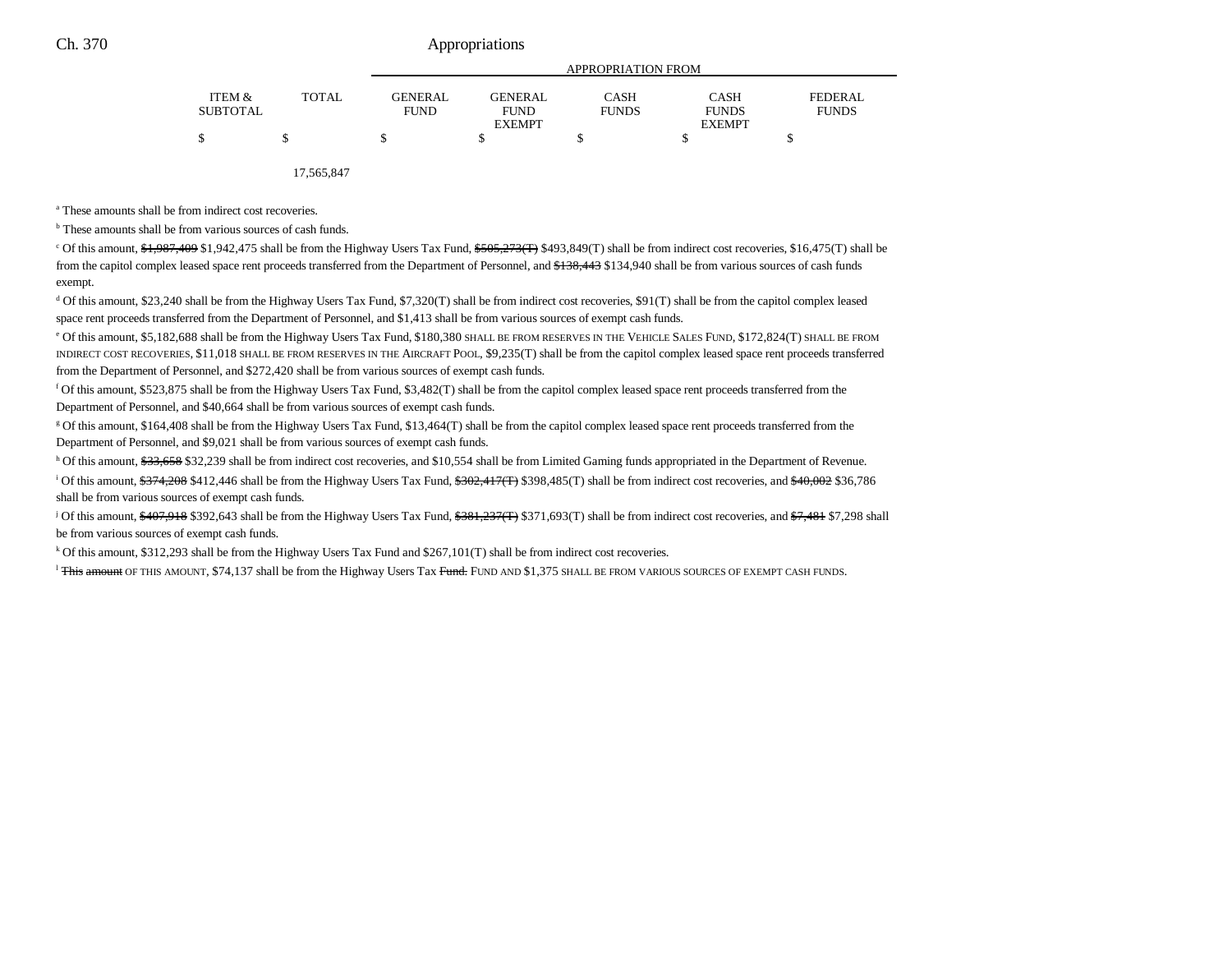| ITEM & SUBTOTAL | TOTAL | GENERAL FUND | GENERAL FUND EXEMPT | CASH FUNDS | CASH FUNDS EXEMPT | FEDERAL FUNDS |
|---|---|---|---|---|---|---|
| | | APPROPRIATION FROM | | | | |
| $ | $ | $ | $ | $ | $ | $ |
| | 17,565,847 | | | | | |

[a] These amounts shall be from indirect cost recoveries.

[b] These amounts shall be from various sources of cash funds.

[c] Of this amount, ~~$1,987,409~~ $1,942,475 shall be from the Highway Users Tax Fund, ~~$505,273(T)~~ $493,849(T) shall be from indirect cost recoveries, $16,475(T) shall be from the capitol complex leased space rent proceeds transferred from the Department of Personnel, and ~~$138,443~~ $134,940 shall be from various sources of cash funds exempt.

[d] Of this amount, $23,240 shall be from the Highway Users Tax Fund, $7,320(T) shall be from indirect cost recoveries, $91(T) shall be from the capitol complex leased space rent proceeds transferred from the Department of Personnel, and $1,413 shall be from various sources of exempt cash funds.

[e] Of this amount, $5,182,688 shall be from the Highway Users Tax Fund, $180,380 SHALL BE FROM RESERVES IN THE VEHICLE SALES FUND, $172,824(T) SHALL BE FROM INDIRECT COST RECOVERIES, $11,018 SHALL BE FROM RESERVES IN THE AIRCRAFT POOL, $9,235(T) shall be from the capitol complex leased space rent proceeds transferred from the Department of Personnel, and $272,420 shall be from various sources of exempt cash funds.

[f] Of this amount, $523,875 shall be from the Highway Users Tax Fund, $3,482(T) shall be from the capitol complex leased space rent proceeds transferred from the Department of Personnel, and $40,664 shall be from various sources of exempt cash funds.

[g] Of this amount, $164,408 shall be from the Highway Users Tax Fund, $13,464(T) shall be from the capitol complex leased space rent proceeds transferred from the Department of Personnel, and $9,021 shall be from various sources of exempt cash funds.

[h] Of this amount, ~~$33,658~~ $32,239 shall be from indirect cost recoveries, and $10,554 shall be from Limited Gaming funds appropriated in the Department of Revenue.

[i] Of this amount, ~~$374,208~~ $412,446 shall be from the Highway Users Tax Fund, ~~$302,417(T)~~ $398,485(T) shall be from indirect cost recoveries, and ~~$40,002~~ $36,786 shall be from various sources of exempt cash funds.

[j] Of this amount, ~~$407,918~~ $392,643 shall be from the Highway Users Tax Fund, ~~$381,237(T)~~ $371,693(T) shall be from indirect cost recoveries, and ~~$7,481~~ $7,298 shall be from various sources of exempt cash funds.

[k] Of this amount, $312,293 shall be from the Highway Users Tax Fund and $267,101(T) shall be from indirect cost recoveries.

[l] ~~This amount~~ OF THIS AMOUNT, $74,137 shall be from the Highway Users Tax ~~Fund.~~ FUND AND $1,375 SHALL BE FROM VARIOUS SOURCES OF EXEMPT CASH FUNDS.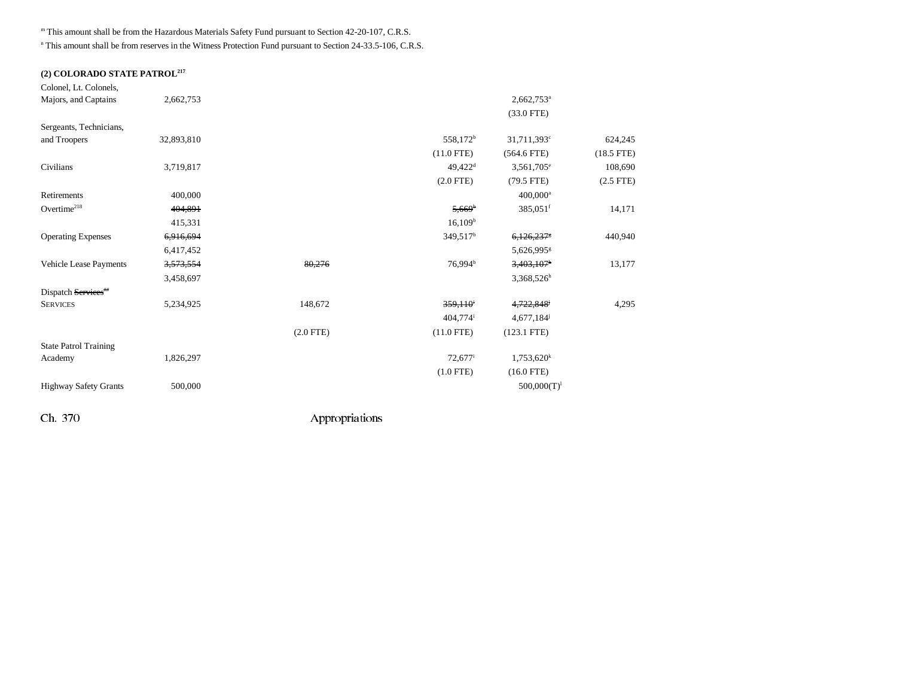[m] This amount shall be from the Hazardous Materials Safety Fund pursuant to Section 42-20-107, C.R.S.

[n] This amount shall be from reserves in the Witness Protection Fund pursuant to Section 24-33.5-106, C.R.S.

**(2) COLORADO STATE PATROL[217]**

| | | | | | | |
|---|---|---|---|---|---|---|
| Colonel, Lt. Colonels, Majors, and Captains | 2,662,753 | | | | 2,662,753[a] | |
| | | | | | (33.0 FTE) | |
| Sergeants, Technicians, and Troopers | 32,893,810 | | | 558,172[b] | 31,711,393[c] | 624,245 |
| | | | | (11.0 FTE) | (564.6 FTE) | (18.5 FTE) |
| Civilians | 3,719,817 | | | 49,422[d] | 3,561,705[e] | 108,690 |
| | | | | (2.0 FTE) | (79.5 FTE) | (2.5 FTE) |
| Retirements | 400,000 | | | | 400,000[a] | |
| Overtime[218] | ~~404,891~~ | | | ~~5,669[b]~~ | 385,051[f] | 14,171 |
| | 415,331 | | | 16,109[b] | | |
| Operating Expenses | ~~6,916,694~~ | | | 349,517[b] | ~~6,126,237[g]~~ | 440,940 |
| | 6,417,452 | | | | 5,626,995[g] | |
| Vehicle Lease Payments | ~~3,573,554~~ | ~~80,276~~ | | 76,994[b] | ~~3,403,107[h]~~ | 13,177 |
| | 3,458,697 | | | | 3,368,526[h] | |
| Dispatch ~~Services[##]~~ SERVICES | 5,234,925 | 148,672 | | ~~359,110[i]~~ | ~~4,722,848[j]~~ | 4,295 |
| | | | | 404,774[i] | 4,677,184[j] | |
| | | (2.0 FTE) | | (11.0 FTE) | (123.1 FTE) | |
| State Patrol Training Academy | 1,826,297 | | | 72,677[i] | 1,753,620[k] | |
| | | | | (1.0 FTE) | (16.0 FTE) | |
| Highway Safety Grants | 500,000 | | | | 500,000(T)[l] | |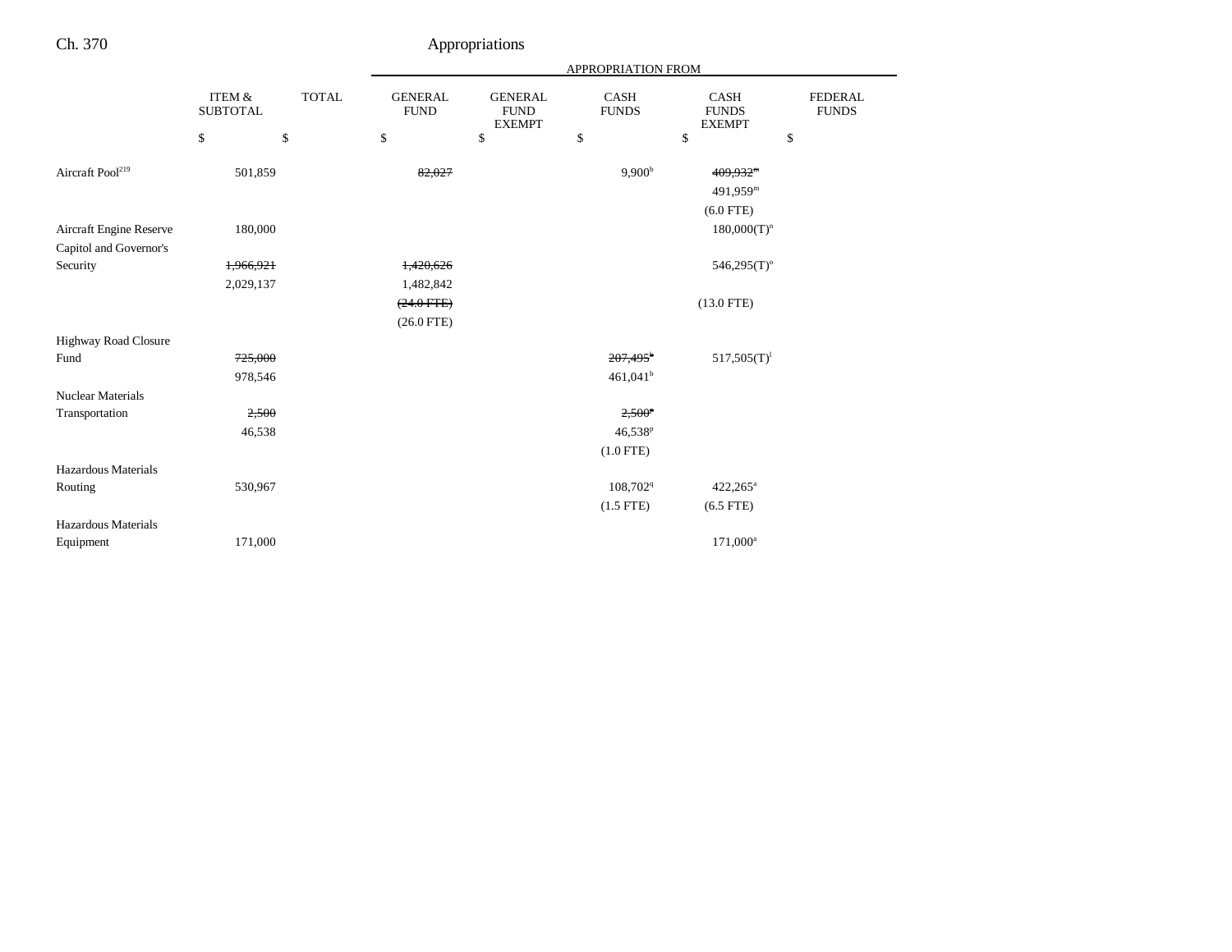| | ITEM & SUBTOTAL | TOTAL | GENERAL FUND | GENERAL FUND EXEMPT | CASH FUNDS | CASH FUNDS EXEMPT | FEDERAL FUNDS |
|---|---|---|---|---|---|---|---|
| | $ | $ | $ | $ | $ | $ | $ |
| Aircraft Pool[219] | 501,859 | | ~~82,027~~ | | 9,900[h] | ~~409,932[m]~~ | |
| | | | | | | 491,959[m] | |
| | | | | | | (6.0 FTE) | |
| Aircraft Engine Reserve | 180,000 | | | | | 180,000(T)[n] | |
| Capitol and Governor's Security | ~~1,966,921~~ | | ~~1,420,626~~ | | | 546,295(T)[o] | |
| | 2,029,137 | | 1,482,842 | | | | |
| | | | ~~(24.0 FTE)~~ | | | (13.0 FTE) | |
| | | | (26.0 FTE) | | | | |
| Highway Road Closure Fund | ~~725,000~~ | | | | ~~207,495[h]~~ | 517,505(T)[l] | |
| | 978,546 | | | | 461,041[h] | | |
| Nuclear Materials Transportation | ~~2,500~~ | | | | ~~2,500[p]~~ | | |
| | 46,538 | | | | 46,538[p] | | |
| | | | | | (1.0 FTE) | | |
| Hazardous Materials Routing | 530,967 | | | | 108,702[q] | 422,265[a] | |
| | | | | | (1.5 FTE) | (6.5 FTE) | |
| Hazardous Materials Equipment | 171,000 | | | | | 171,000[a] | |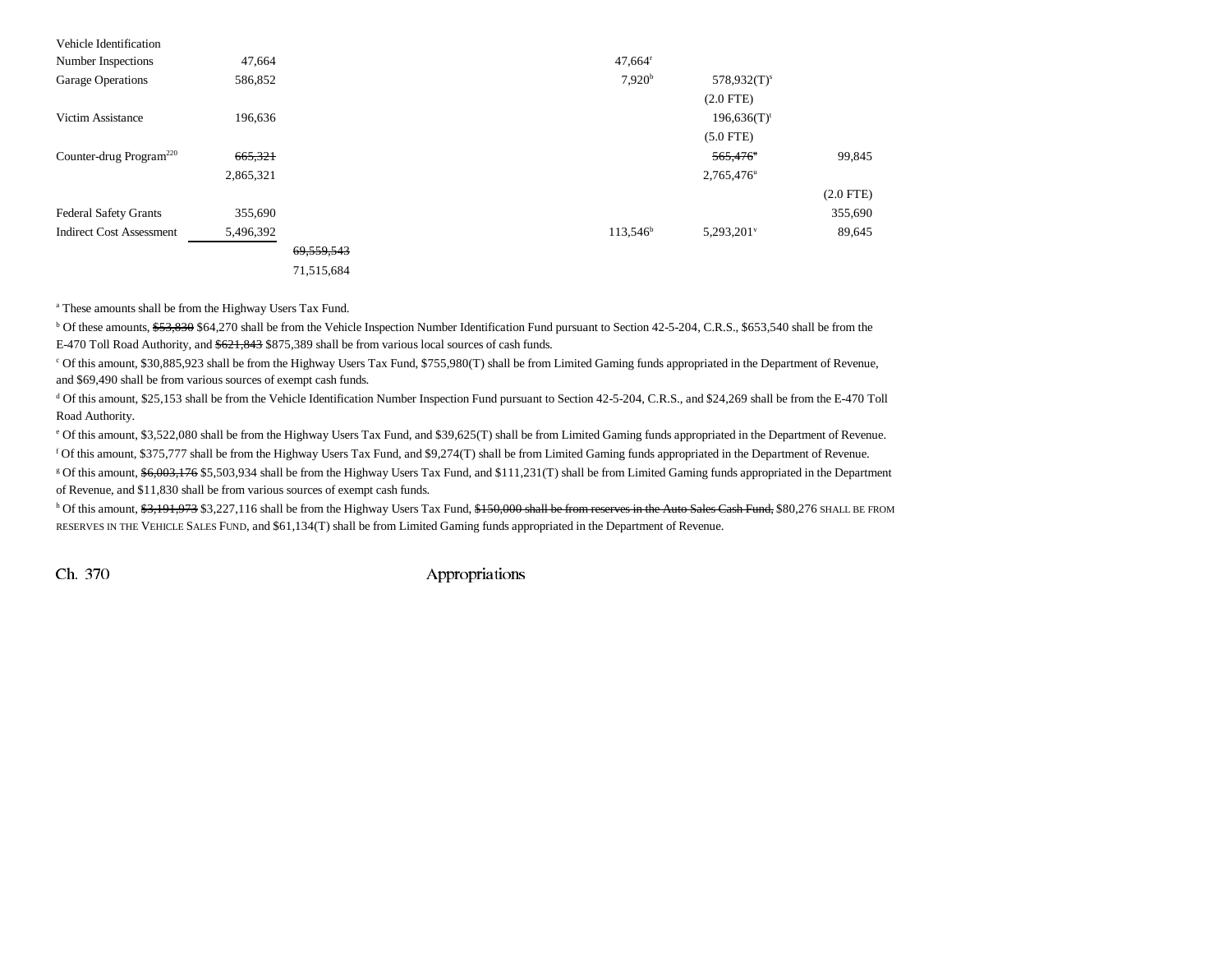| | | | | | | |
|---|---|---|---|---|---|---|
| Vehicle Identification Number Inspections | 47,664 | | | 47,664[f] | | |
| Garage Operations | 586,852 | | | 7,920[b] | 578,932(T)[s] | |
| | | | | | (2.0 FTE) | |
| Victim Assistance | 196,636 | | | | 196,636(T)[t] | |
| | | | | | (5.0 FTE) | |
| Counter-drug Program[220] | ~~665,321~~ | | | | ~~565,476~~[u] | 99,845 |
| | 2,865,321 | | | | 2,765,476[u] | |
| | | | | | | (2.0 FTE) |
| Federal Safety Grants | 355,690 | | | | | 355,690 |
| Indirect Cost Assessment | 5,496,392 | | | 113,546[b] | 5,293,201[v] | 89,645 |
| | | ~~69,559,543~~ | | | | |
| | | 71,515,684 | | | | |

[a] These amounts shall be from the Highway Users Tax Fund.

[b] Of these amounts, ~~$53,830~~ $64,270 shall be from the Vehicle Inspection Number Identification Fund pursuant to Section 42-5-204, C.R.S., $653,540 shall be from the E-470 Toll Road Authority, and ~~$621,843~~ $875,389 shall be from various local sources of cash funds.

[c] Of this amount, $30,885,923 shall be from the Highway Users Tax Fund, $755,980(T) shall be from Limited Gaming funds appropriated in the Department of Revenue, and $69,490 shall be from various sources of exempt cash funds.

[d] Of this amount, $25,153 shall be from the Vehicle Identification Number Inspection Fund pursuant to Section 42-5-204, C.R.S., and $24,269 shall be from the E-470 Toll Road Authority.

[e] Of this amount, $3,522,080 shall be from the Highway Users Tax Fund, and $39,625(T) shall be from Limited Gaming funds appropriated in the Department of Revenue.

[f] Of this amount, $375,777 shall be from the Highway Users Tax Fund, and $9,274(T) shall be from Limited Gaming funds appropriated in the Department of Revenue.

[g] Of this amount, ~~$6,003,176~~ $5,503,934 shall be from the Highway Users Tax Fund, and $111,231(T) shall be from Limited Gaming funds appropriated in the Department of Revenue, and $11,830 shall be from various sources of exempt cash funds.

[h] Of this amount, ~~$3,191,973~~ $3,227,116 shall be from the Highway Users Tax Fund, ~~$150,000 shall be from reserves in the Auto Sales Cash Fund,~~ $80,276 SHALL BE FROM RESERVES IN THE VEHICLE SALES FUND, and $61,134(T) shall be from Limited Gaming funds appropriated in the Department of Revenue.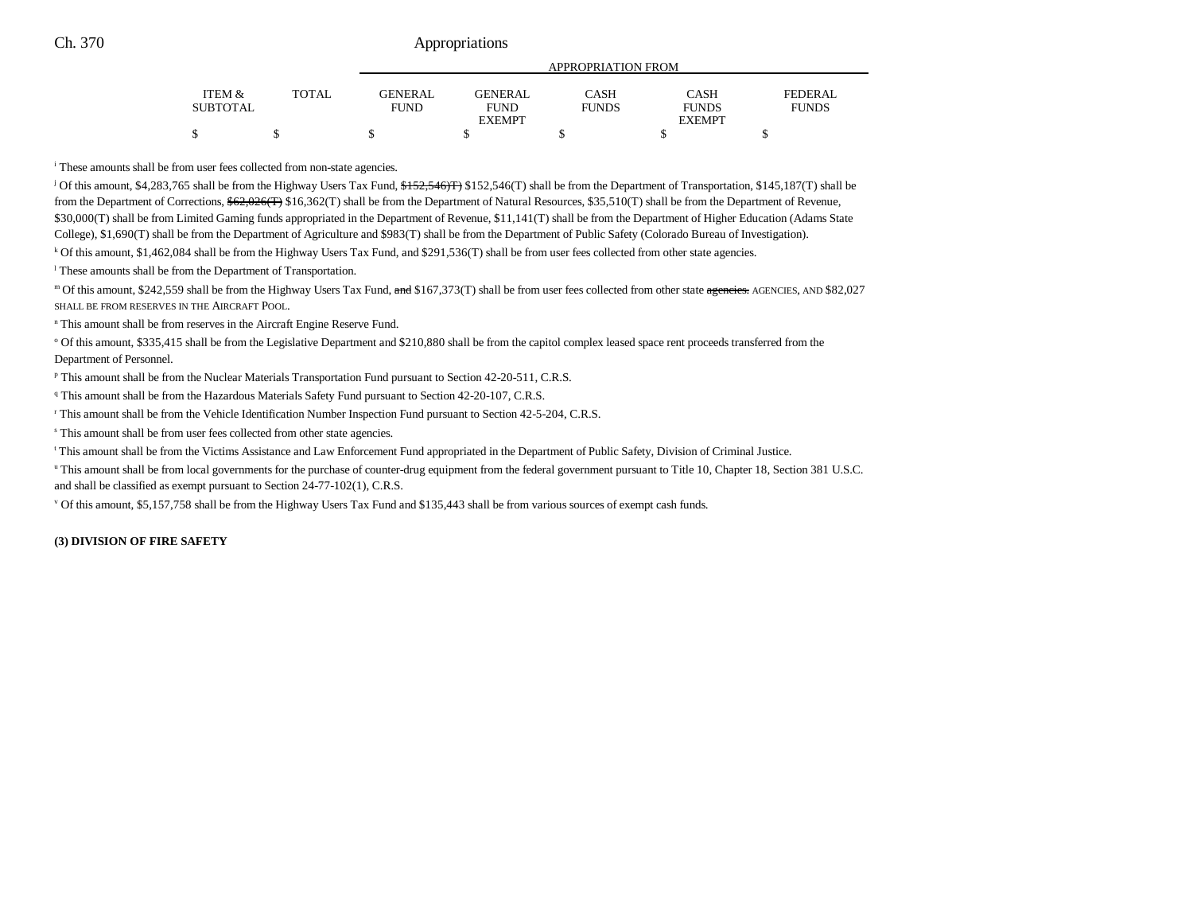| ITEM & SUBTOTAL | TOTAL | GENERAL FUND | GENERAL FUND EXEMPT | CASH FUNDS | CASH FUNDS EXEMPT | FEDERAL FUNDS |
|---|---|---|---|---|---|---|
| | | APPROPRIATION FROM | | | | |
| $ | $ | $ | $ | $ | $ | $ |

[i] These amounts shall be from user fees collected from non-state agencies.

[j] Of this amount, $4,283,765 shall be from the Highway Users Tax Fund, ~~$152,546)T)~~ $152,546(T) shall be from the Department of Transportation, $145,187(T) shall be from the Department of Corrections, ~~$62,026(T)~~ $16,362(T) shall be from the Department of Natural Resources, $35,510(T) shall be from the Department of Revenue, $30,000(T) shall be from Limited Gaming funds appropriated in the Department of Revenue, $11,141(T) shall be from the Department of Higher Education (Adams State College), $1,690(T) shall be from the Department of Agriculture and $983(T) shall be from the Department of Public Safety (Colorado Bureau of Investigation).

[k] Of this amount, $1,462,084 shall be from the Highway Users Tax Fund, and $291,536(T) shall be from user fees collected from other state agencies.

[l] These amounts shall be from the Department of Transportation.

[m] Of this amount, $242,559 shall be from the Highway Users Tax Fund, ~~and~~ $167,373(T) shall be from user fees collected from other state ~~agencies.~~ AGENCIES, AND $82,027 SHALL BE FROM RESERVES IN THE AIRCRAFT POOL.

[n] This amount shall be from reserves in the Aircraft Engine Reserve Fund.

[o] Of this amount, $335,415 shall be from the Legislative Department and $210,880 shall be from the capitol complex leased space rent proceeds transferred from the Department of Personnel.

[p] This amount shall be from the Nuclear Materials Transportation Fund pursuant to Section 42-20-511, C.R.S.

[q] This amount shall be from the Hazardous Materials Safety Fund pursuant to Section 42-20-107, C.R.S.

[r] This amount shall be from the Vehicle Identification Number Inspection Fund pursuant to Section 42-5-204, C.R.S.

[s] This amount shall be from user fees collected from other state agencies.

[t] This amount shall be from the Victims Assistance and Law Enforcement Fund appropriated in the Department of Public Safety, Division of Criminal Justice.

[u] This amount shall be from local governments for the purchase of counter-drug equipment from the federal government pursuant to Title 10, Chapter 18, Section 381 U.S.C. and shall be classified as exempt pursuant to Section 24-77-102(1), C.R.S.

[v] Of this amount, $5,157,758 shall be from the Highway Users Tax Fund and $135,443 shall be from various sources of exempt cash funds.

**(3) DIVISION OF FIRE SAFETY**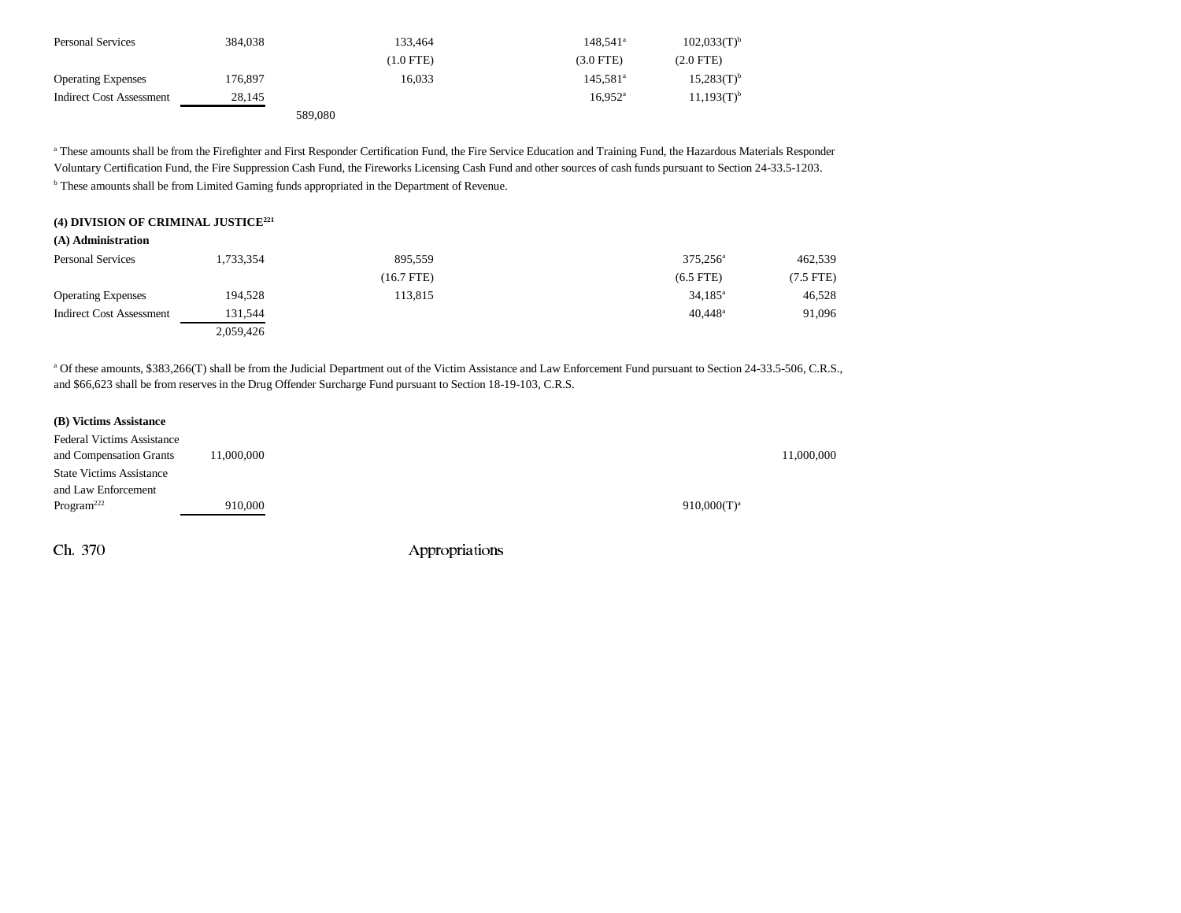| | | | | | | |
|---|---|---|---|---|---|---|
| Personal Services | 384,038 | | 133,464 | 148,541[a] | 102,033(T)[b] | |
| | | | (1.0 FTE) | (3.0 FTE) | (2.0 FTE) | |
| Operating Expenses | 176,897 | | 16,033 | 145,581[a] | 15,283(T)[b] | |
| Indirect Cost Assessment | 28,145 | | | 16,952[a] | 11,193(T)[b] | |
| | | 589,080 | | | | |

[a] These amounts shall be from the Firefighter and First Responder Certification Fund, the Fire Service Education and Training Fund, the Hazardous Materials Responder Voluntary Certification Fund, the Fire Suppression Cash Fund, the Fireworks Licensing Cash Fund and other sources of cash funds pursuant to Section 24-33.5-1203.
[b] These amounts shall be from Limited Gaming funds appropriated in the Department of Revenue.

**(4) DIVISION OF CRIMINAL JUSTICE[221]**

**(A) Administration**

| | | | | | | |
|---|---|---|---|---|---|---|
| Personal Services | 1,733,354 | | 895,559 | | 375,256[a] | 462,539 |
| | | | (16.7 FTE) | | (6.5 FTE) | (7.5 FTE) |
| Operating Expenses | 194,528 | | 113,815 | | 34,185[a] | 46,528 |
| Indirect Cost Assessment | 131,544 | | | | 40,448[a] | 91,096 |
| | 2,059,426 | | | | | |

[a] Of these amounts, $383,266(T) shall be from the Judicial Department out of the Victim Assistance and Law Enforcement Fund pursuant to Section 24-33.5-506, C.R.S., and $66,623 shall be from reserves in the Drug Offender Surcharge Fund pursuant to Section 18-19-103, C.R.S.

**(B) Victims Assistance**

| | | | | | | |
|---|---|---|---|---|---|---|
| Federal Victims Assistance and Compensation Grants | 11,000,000 | | | | | 11,000,000 |
| State Victims Assistance and Law Enforcement Program[222] | 910,000 | | | | 910,000(T)[a] | |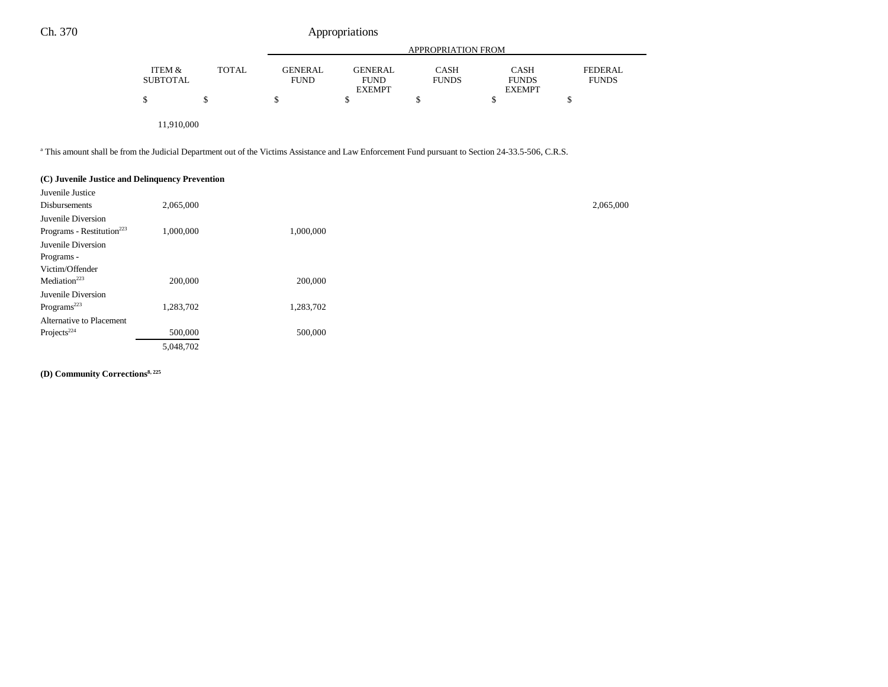| | ITEM & SUBTOTAL | TOTAL | APPROPRIATION FROM GENERAL FUND | GENERAL FUND EXEMPT | CASH FUNDS | CASH FUNDS EXEMPT | FEDERAL FUNDS |
|---|---|---|---|---|---|---|---|
| | $ | $ | $ | $ | $ | $ | $ |
| | 11,910,000 | | | | | | |

[a] This amount shall be from the Judicial Department out of the Victims Assistance and Law Enforcement Fund pursuant to Section 24-33.5-506, C.R.S.

**(C) Juvenile Justice and Delinquency Prevention**

| | ITEM & SUBTOTAL | TOTAL | GENERAL FUND | GENERAL FUND EXEMPT | CASH FUNDS | CASH FUNDS EXEMPT | FEDERAL FUNDS |
|---|---|---|---|---|---|---|---|
| Juvenile Justice Disbursements | 2,065,000 | | | | | | 2,065,000 |
| Juvenile Diversion Programs - Restitution[223] | 1,000,000 | | 1,000,000 | | | | |
| Juvenile Diversion Programs - Victim/Offender Mediation[223] | 200,000 | | 200,000 | | | | |
| Juvenile Diversion Programs[223] | 1,283,702 | | 1,283,702 | | | | |
| Alternative to Placement Projects[224] | 500,000 | | 500,000 | | | | |
| | 5,048,702 | | | | | | |

**(D) Community Corrections[8, 225]**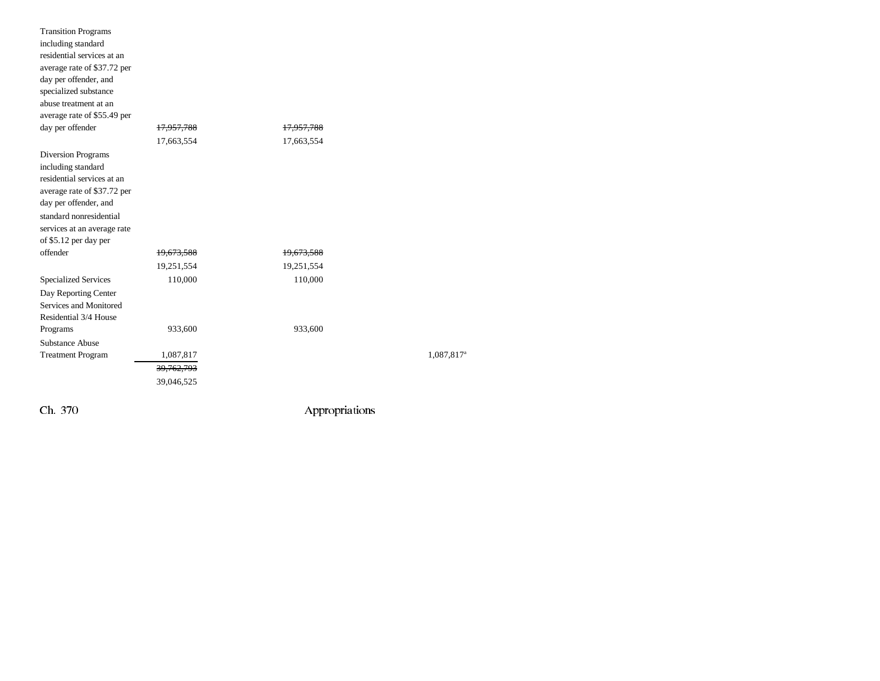| | | | | |
|---|---|---|---|---|
| Transition Programs including standard residential services at an average rate of $37.72 per day per offender, and specialized substance abuse treatment at an average rate of $55.49 per day per offender | ~~17,957,788~~ 17,663,554 | ~~17,957,788~~ 17,663,554 | | |
| Diversion Programs including standard residential services at an average rate of $37.72 per day per offender, and standard nonresidential services at an average rate of $5.12 per day per offender | ~~19,673,588~~ 19,251,554 | ~~19,673,588~~ 19,251,554 | | |
| Specialized Services | 110,000 | 110,000 | | |
| Day Reporting Center Services and Monitored Residential 3/4 House Programs | 933,600 | 933,600 | | |
| Substance Abuse Treatment Program | 1,087,817 | | | 1,087,817[a] |
| | ~~39,762,793~~ 39,046,525 | | | |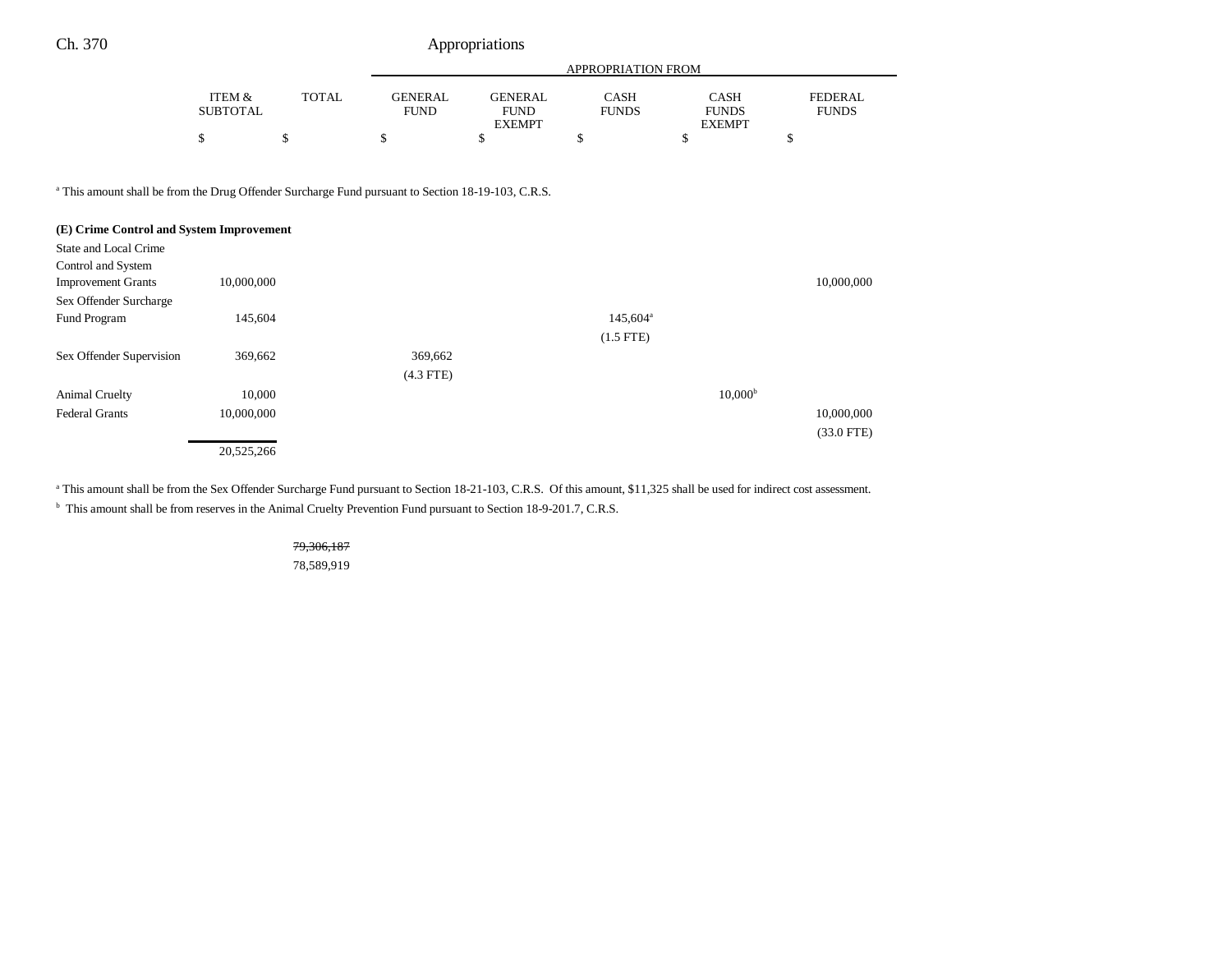| | ITEM & SUBTOTAL | TOTAL | GENERAL FUND | GENERAL FUND EXEMPT | CASH FUNDS | CASH FUNDS EXEMPT | FEDERAL FUNDS |
|---|---|---|---|---|---|---|---|
| | | | APPROPRIATION FROM | | | | |
| | $ | $ | $ | $ | $ | $ | $ |

[a] This amount shall be from the Drug Offender Surcharge Fund pursuant to Section 18-19-103, C.R.S.

**(E) Crime Control and System Improvement**

| | ITEM & SUBTOTAL | TOTAL | GENERAL FUND | GENERAL FUND EXEMPT | CASH FUNDS | CASH FUNDS EXEMPT | FEDERAL FUNDS |
|---|---|---|---|---|---|---|---|
| State and Local Crime Control and System Improvement Grants | 10,000,000 | | | | | | 10,000,000 |
| Sex Offender Surcharge Fund Program | 145,604 | | | | 145,604[a] (1.5 FTE) | | |
| Sex Offender Supervision | 369,662 | | 369,662 (4.3 FTE) | | | | |
| Animal Cruelty | 10,000 | | | | | 10,000[b] | |
| Federal Grants | 10,000,000 | | | | | | 10,000,000 (33.0 FTE) |
| | 20,525,266 | | | | | | |

[a] This amount shall be from the Sex Offender Surcharge Fund pursuant to Section 18-21-103, C.R.S. Of this amount, $11,325 shall be used for indirect cost assessment.

[b] This amount shall be from reserves in the Animal Cruelty Prevention Fund pursuant to Section 18-9-201.7, C.R.S.

| | ITEM & SUBTOTAL | TOTAL | GENERAL FUND | GENERAL FUND EXEMPT | CASH FUNDS | CASH FUNDS EXEMPT | FEDERAL FUNDS |
|---|---|---|---|---|---|---|---|
| | | ~~79,306,187~~ 78,589,919 | | | | | |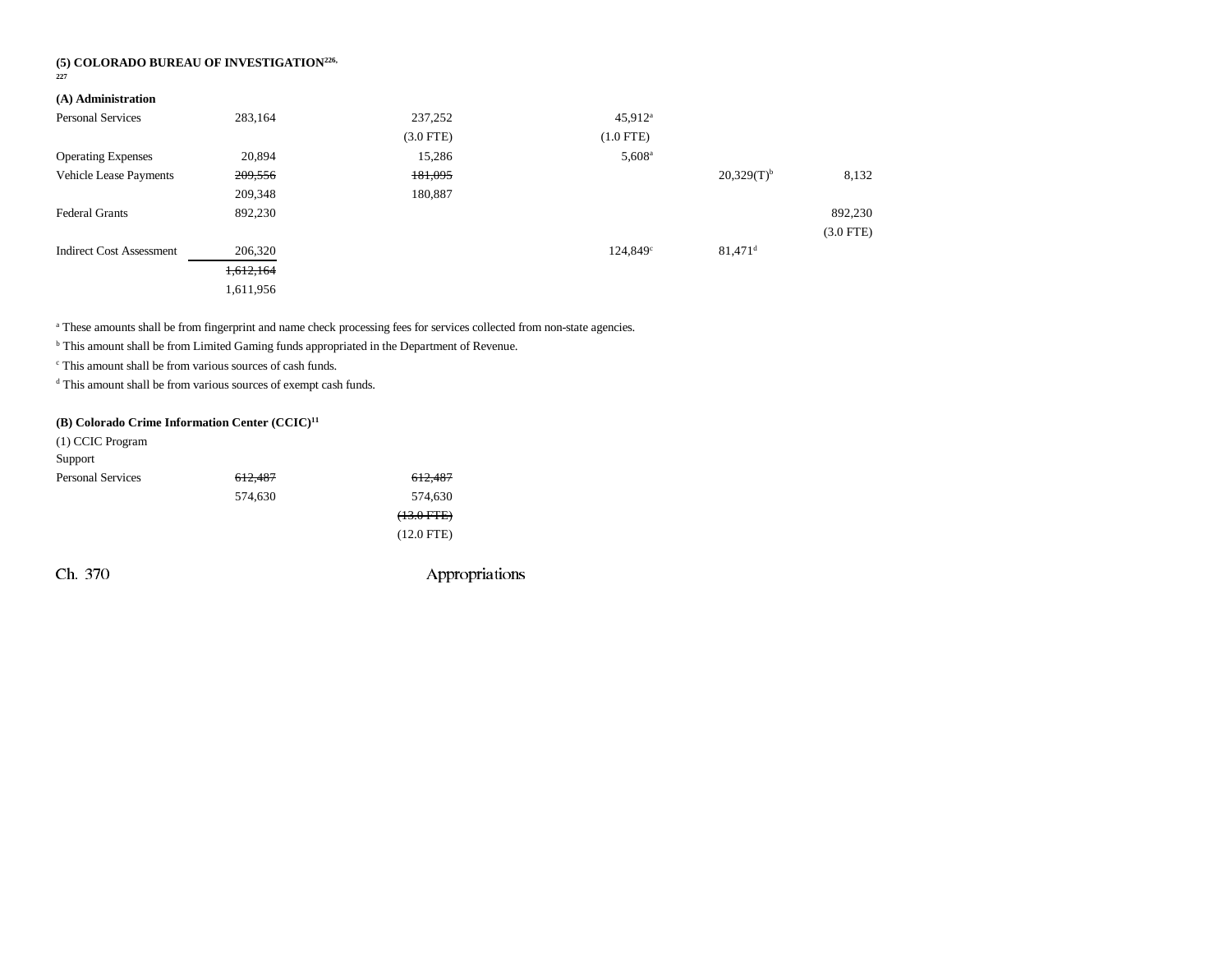### (5) COLORADO BUREAU OF INVESTIGATION[226, 227]

#### (A) Administration

| | | | | | |
|---|---|---|---|---|---|
| Personal Services | 283,164 | 237,252 | 45,912[a] | | |
| | | (3.0 FTE) | (1.0 FTE) | | |
| Operating Expenses | 20,894 | 15,286 | 5,608[a] | | |
| Vehicle Lease Payments | ~~209,556~~ | ~~181,095~~ | | 20,329(T)[b] | 8,132 |
| | 209,348 | 180,887 | | | |
| Federal Grants | 892,230 | | | | 892,230 |
| | | | | | (3.0 FTE) |
| Indirect Cost Assessment | 206,320 | | 124,849[c] | 81,471[d] | |
| | ~~1,612,164~~ | | | | |
| | 1,611,956 | | | | |

[a] These amounts shall be from fingerprint and name check processing fees for services collected from non-state agencies.

[b] This amount shall be from Limited Gaming funds appropriated in the Department of Revenue.

[c] This amount shall be from various sources of cash funds.

[d] This amount shall be from various sources of exempt cash funds.

#### (B) Colorado Crime Information Center (CCIC)[11]

(1) CCIC Program Support

| | | |
|---|---|---|
| Personal Services | ~~612,487~~ | ~~612,487~~ |
| | 574,630 | 574,630 |
| | | ~~(13.0 FTE)~~ |
| | | (12.0 FTE) |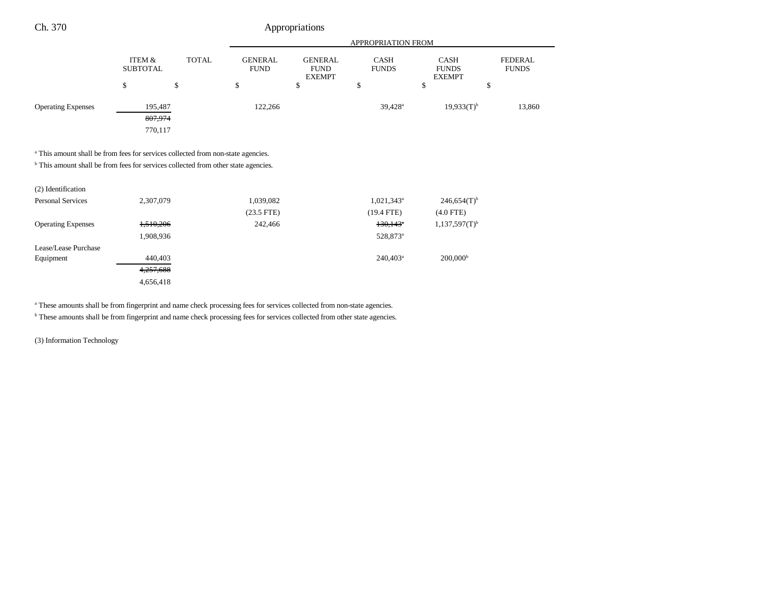| | ITEM & SUBTOTAL | TOTAL | GENERAL FUND | GENERAL FUND EXEMPT | CASH FUNDS | CASH FUNDS EXEMPT | FEDERAL FUNDS |
|---|---|---|---|---|---|---|---|
| | | | APPROPRIATION FROM | | | | |
| | $ | $ | $ | $ | $ | $ | $ |
| Operating Expenses | 195,487 | | 122,266 | | 39,428[a] | 19,933(T)[b] | 13,860 |
| | ~~807,974~~ | | | | | | |
| | 770,117 | | | | | | |

[a] This amount shall be from fees for services collected from non-state agencies.

[b] This amount shall be from fees for services collected from other state agencies.

| | ITEM & SUBTOTAL | TOTAL | GENERAL FUND | GENERAL FUND EXEMPT | CASH FUNDS | CASH FUNDS EXEMPT | FEDERAL FUNDS |
|---|---|---|---|---|---|---|---|
| (2) Identification | | | | | | | |
| Personal Services | 2,307,079 | | 1,039,082 | | 1,021,343[a] | 246,654(T)[b] | |
| | | | (23.5 FTE) | | (19.4 FTE) | (4.0 FTE) | |
| Operating Expenses | ~~1,510,206~~ | | 242,466 | | ~~130,143~~[a] | 1,137,597(T)[b] | |
| | 1,908,936 | | | | 528,873[a] | | |
| Lease/Lease Purchase Equipment | 440,403 | | | | 240,403[a] | 200,000[b] | |
| | ~~4,257,688~~ | | | | | | |
| | 4,656,418 | | | | | | |

[a] These amounts shall be from fingerprint and name check processing fees for services collected from non-state agencies.

[b] These amounts shall be from fingerprint and name check processing fees for services collected from other state agencies.

(3) Information Technology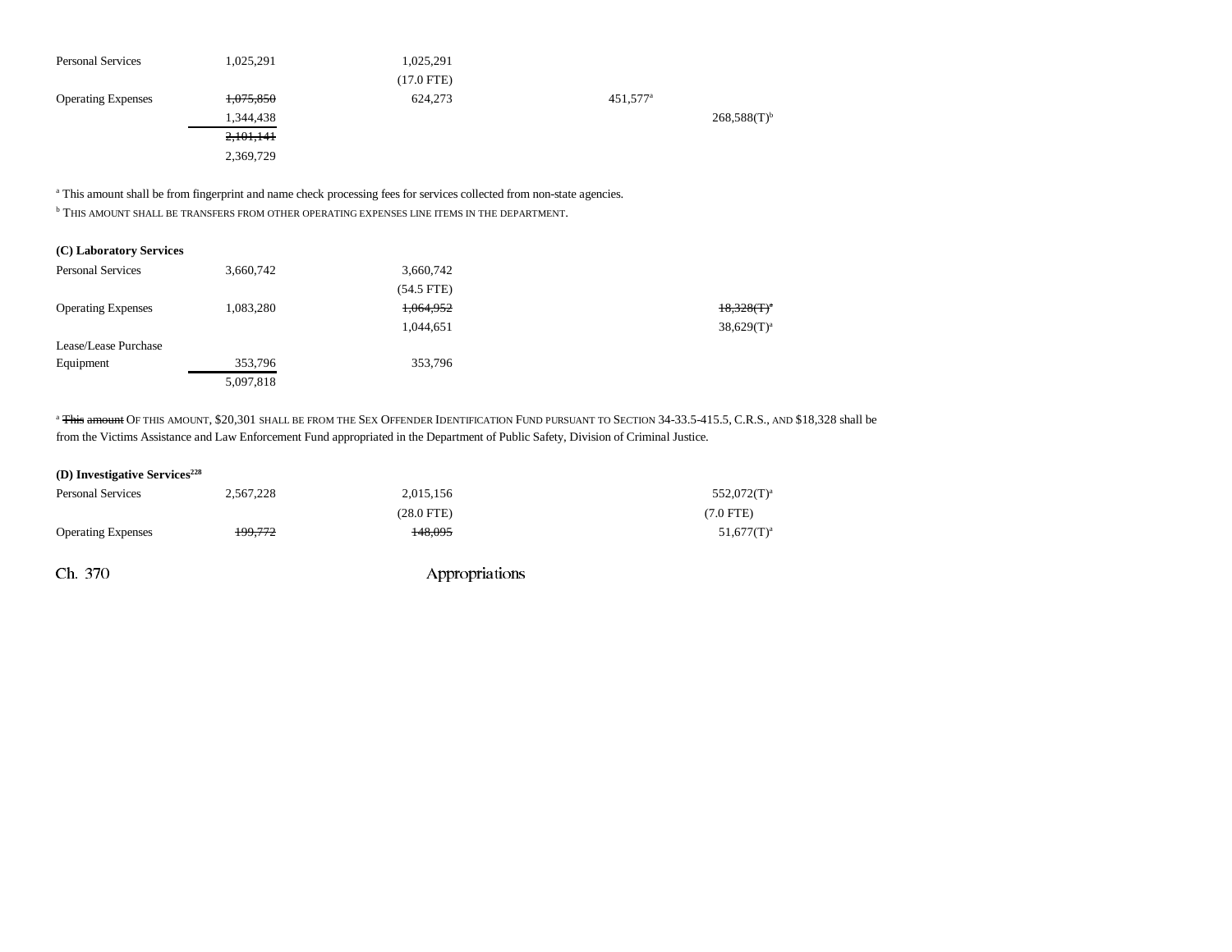| | | | | |
|---|---|---|---|---|
| Personal Services | 1,025,291 | 1,025,291 | | |
| | | (17.0 FTE) | | |
| Operating Expenses | ~~1,075,850~~ | 624,273 | 451,577[a] | |
| | 1,344,438 | | | 268,588(T)[b] |
| | ~~2,101,141~~ | | | |
| | 2,369,729 | | | |

[a] This amount shall be from fingerprint and name check processing fees for services collected from non-state agencies.

[b] THIS AMOUNT SHALL BE TRANSFERS FROM OTHER OPERATING EXPENSES LINE ITEMS IN THE DEPARTMENT.

**(C) Laboratory Services**

| | | | | |
|---|---|---|---|---|
| Personal Services | 3,660,742 | 3,660,742 | | |
| | | (54.5 FTE) | | |
| Operating Expenses | 1,083,280 | ~~1,064,952~~ | | ~~18,328(T)[a]~~ |
| | | 1,044,651 | | 38,629(T)[a] |
| Lease/Lease Purchase Equipment | 353,796 | 353,796 | | |
| | 5,097,818 | | | |

[a] ~~This amount~~ OF THIS AMOUNT, $20,301 SHALL BE FROM THE SEX OFFENDER IDENTIFICATION FUND PURSUANT TO SECTION 34-33.5-415.5, C.R.S., AND $18,328 shall be from the Victims Assistance and Law Enforcement Fund appropriated in the Department of Public Safety, Division of Criminal Justice.

**(D) Investigative Services[228]**

| | | | | |
|---|---|---|---|---|
| Personal Services | 2,567,228 | 2,015,156 | | 552,072(T)[a] |
| | | (28.0 FTE) | | (7.0 FTE) |
| Operating Expenses | ~~199,772~~ | ~~148,095~~ | | 51,677(T)[a] |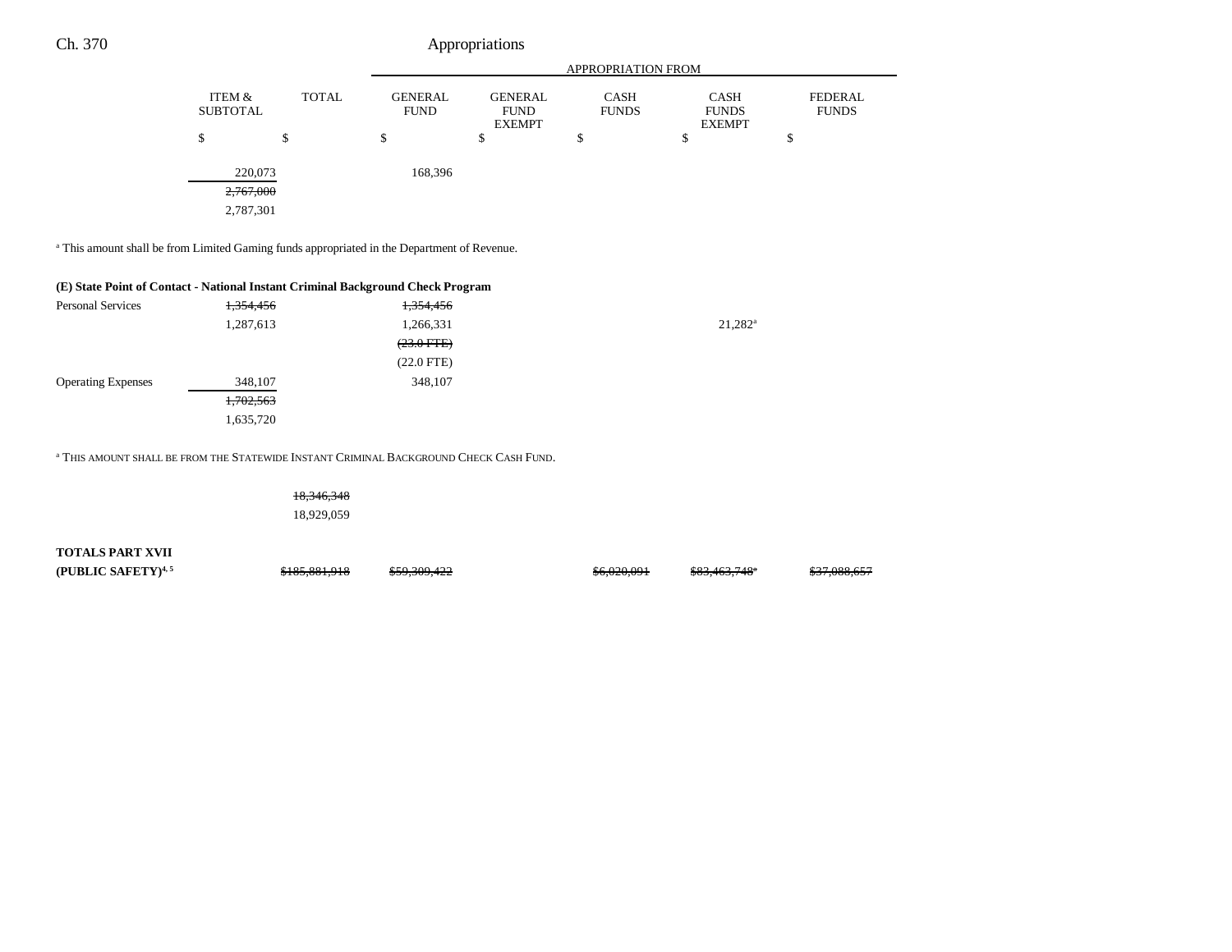| | ITEM & SUBTOTAL | TOTAL | GENERAL FUND | GENERAL FUND EXEMPT | CASH FUNDS | CASH FUNDS EXEMPT | FEDERAL FUNDS |
|---|---|---|---|---|---|---|---|
| | $ | $ | $ | $ | $ | $ | $ |
| | 220,073 | | 168,396 | | | | |
| | ~~2,767,000~~ | | | | | | |
| | 2,787,301 | | | | | | |

[a] This amount shall be from Limited Gaming funds appropriated in the Department of Revenue.

**(E) State Point of Contact - National Instant Criminal Background Check Program**

| | ITEM & SUBTOTAL | TOTAL | GENERAL FUND | GENERAL FUND EXEMPT | CASH FUNDS | CASH FUNDS EXEMPT | FEDERAL FUNDS |
|---|---|---|---|---|---|---|---|
| Personal Services | ~~1,354,456~~ | | ~~1,354,456~~ | | | | |
| | 1,287,613 | | 1,266,331 | | | 21,282[a] | |
| | | | ~~(23.0 FTE)~~ | | | | |
| | | | (22.0 FTE) | | | | |
| Operating Expenses | 348,107 | | 348,107 | | | | |
| | ~~1,702,563~~ | | | | | | |
| | 1,635,720 | | | | | | |

[a] THIS AMOUNT SHALL BE FROM THE STATEWIDE INSTANT CRIMINAL BACKGROUND CHECK CASH FUND.

| | ITEM & SUBTOTAL | TOTAL | GENERAL FUND | GENERAL FUND EXEMPT | CASH FUNDS | CASH FUNDS EXEMPT | FEDERAL FUNDS |
|---|---|---|---|---|---|---|---|
| | | ~~18,346,348~~ | | | | | |
| | | 18,929,059 | | | | | |
| **TOTALS PART XVII (PUBLIC SAFETY)**[4, 5] | | ~~$185,881,918~~ | ~~$59,309,422~~ | | ~~$6,020,091~~ | ~~$83,463,748~~[a] | ~~$37,088,657~~ |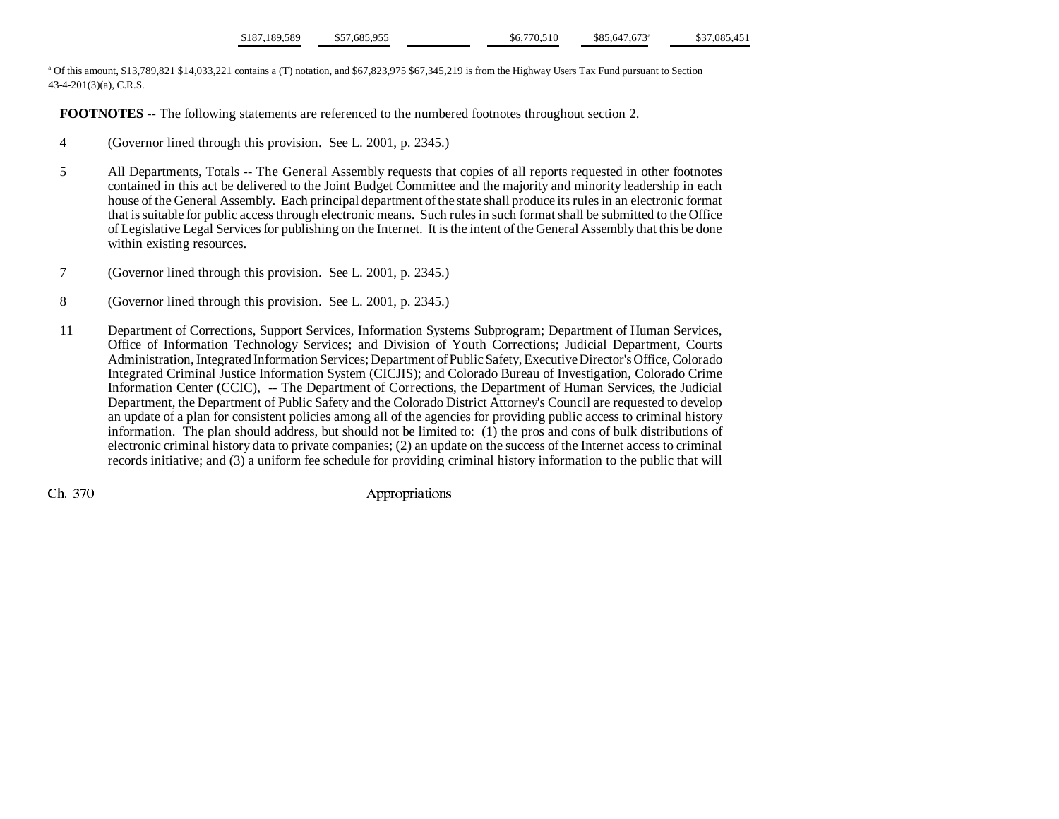| | | | | | |
|---|---|---|---|---|---|
| $187,189,589 | $57,685,955 | | $6,770,510 | $85,647,673[a] | $37,085,451 |

[a] Of this amount, ~~$13,789,821~~ $14,033,221 contains a (T) notation, and ~~$67,823,975~~ $67,345,219 is from the Highway Users Tax Fund pursuant to Section 43-4-201(3)(a), C.R.S.

**FOOTNOTES** -- The following statements are referenced to the numbered footnotes throughout section 2.

4 (Governor lined through this provision. See L. 2001, p. 2345.)

5 All Departments, Totals -- The General Assembly requests that copies of all reports requested in other footnotes contained in this act be delivered to the Joint Budget Committee and the majority and minority leadership in each house of the General Assembly. Each principal department of the state shall produce its rules in an electronic format that is suitable for public access through electronic means. Such rules in such format shall be submitted to the Office of Legislative Legal Services for publishing on the Internet. It is the intent of the General Assembly that this be done within existing resources.

7 (Governor lined through this provision. See L. 2001, p. 2345.)

8 (Governor lined through this provision. See L. 2001, p. 2345.)

11 Department of Corrections, Support Services, Information Systems Subprogram; Department of Human Services, Office of Information Technology Services; and Division of Youth Corrections; Judicial Department, Courts Administration, Integrated Information Services; Department of Public Safety, Executive Director's Office, Colorado Integrated Criminal Justice Information System (CICJIS); and Colorado Bureau of Investigation, Colorado Crime Information Center (CCIC), -- The Department of Corrections, the Department of Human Services, the Judicial Department, the Department of Public Safety and the Colorado District Attorney's Council are requested to develop an update of a plan for consistent policies among all of the agencies for providing public access to criminal history information. The plan should address, but should not be limited to: (1) the pros and cons of bulk distributions of electronic criminal history data to private companies; (2) an update on the success of the Internet access to criminal records initiative; and (3) a uniform fee schedule for providing criminal history information to the public that will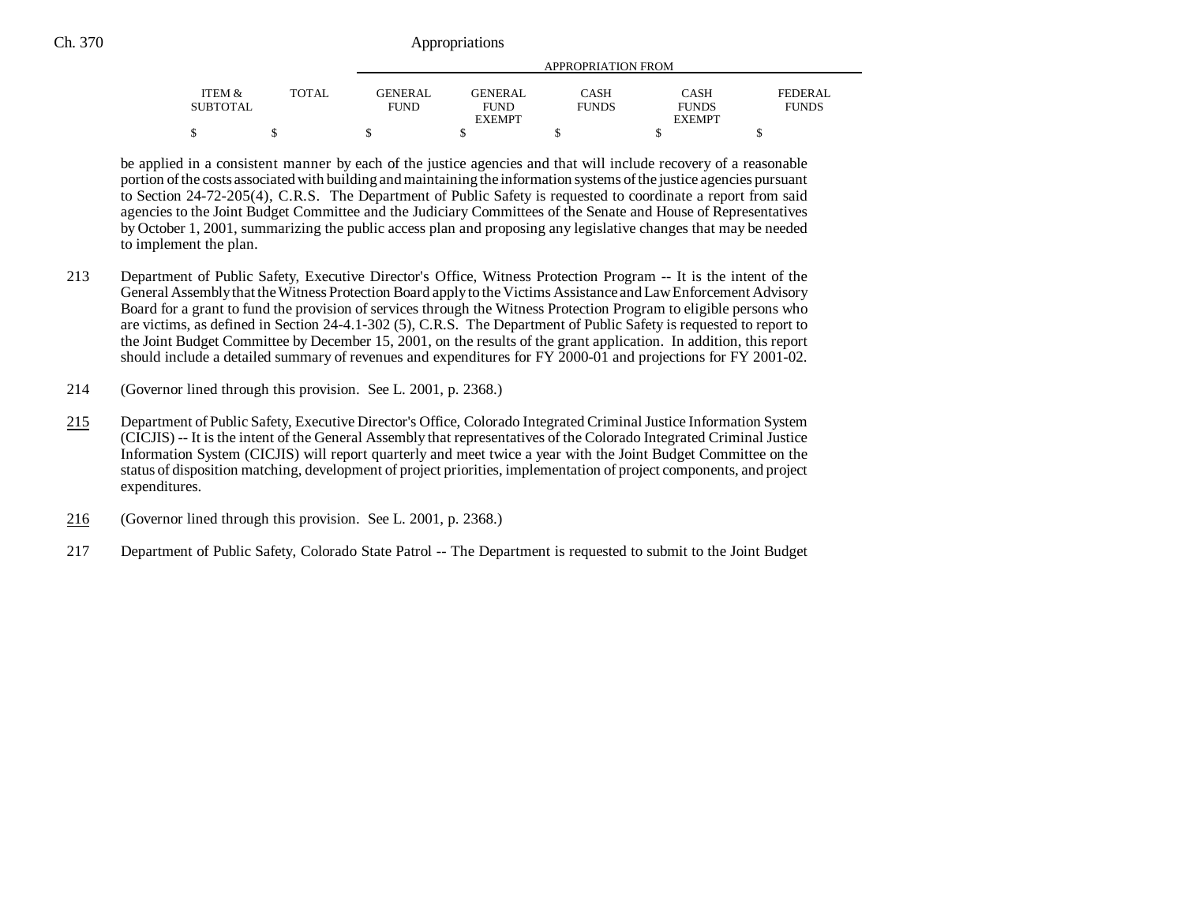| ITEM & SUBTOTAL | TOTAL | APPROPRIATION FROM GENERAL FUND | GENERAL FUND EXEMPT | CASH FUNDS | CASH FUNDS EXEMPT | FEDERAL FUNDS |
|---|---|---|---|---|---|---|
| $ | $ | $ | $ | $ | $ | $ |

be applied in a consistent manner by each of the justice agencies and that will include recovery of a reasonable portion of the costs associated with building and maintaining the information systems of the justice agencies pursuant to Section 24-72-205(4), C.R.S. The Department of Public Safety is requested to coordinate a report from said agencies to the Joint Budget Committee and the Judiciary Committees of the Senate and House of Representatives by October 1, 2001, summarizing the public access plan and proposing any legislative changes that may be needed to implement the plan.

213 Department of Public Safety, Executive Director's Office, Witness Protection Program -- It is the intent of the General Assembly that the Witness Protection Board apply to the Victims Assistance and Law Enforcement Advisory Board for a grant to fund the provision of services through the Witness Protection Program to eligible persons who are victims, as defined in Section 24-4.1-302 (5), C.R.S. The Department of Public Safety is requested to report to the Joint Budget Committee by December 15, 2001, on the results of the grant application. In addition, this report should include a detailed summary of revenues and expenditures for FY 2000-01 and projections for FY 2001-02.

214 (Governor lined through this provision. See L. 2001, p. 2368.)

215 Department of Public Safety, Executive Director's Office, Colorado Integrated Criminal Justice Information System (CICJIS) -- It is the intent of the General Assembly that representatives of the Colorado Integrated Criminal Justice Information System (CICJIS) will report quarterly and meet twice a year with the Joint Budget Committee on the status of disposition matching, development of project priorities, implementation of project components, and project expenditures.

216 (Governor lined through this provision. See L. 2001, p. 2368.)

217 Department of Public Safety, Colorado State Patrol -- The Department is requested to submit to the Joint Budget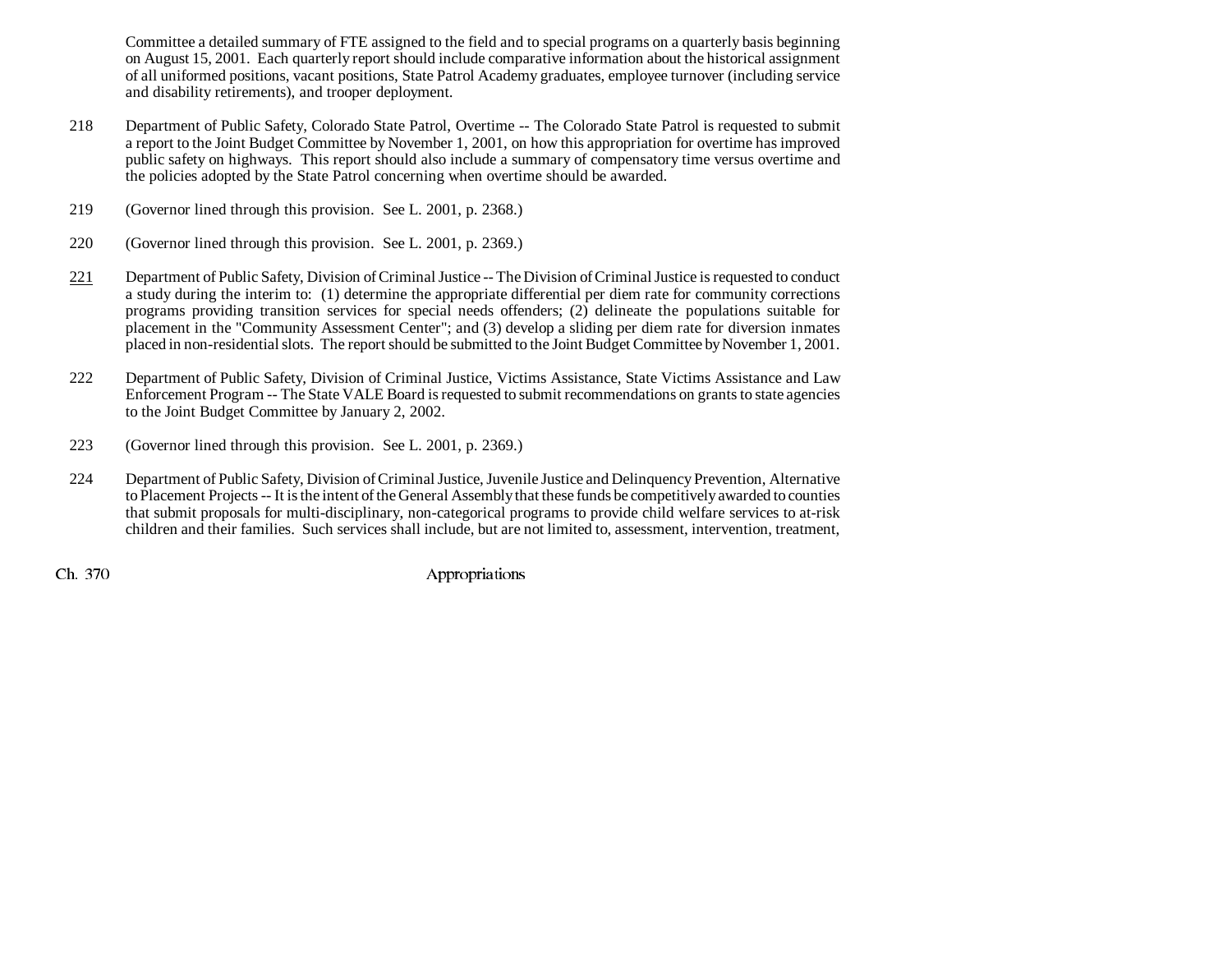Committee a detailed summary of FTE assigned to the field and to special programs on a quarterly basis beginning on August 15, 2001. Each quarterly report should include comparative information about the historical assignment of all uniformed positions, vacant positions, State Patrol Academy graduates, employee turnover (including service and disability retirements), and trooper deployment.

218 Department of Public Safety, Colorado State Patrol, Overtime -- The Colorado State Patrol is requested to submit a report to the Joint Budget Committee by November 1, 2001, on how this appropriation for overtime has improved public safety on highways. This report should also include a summary of compensatory time versus overtime and the policies adopted by the State Patrol concerning when overtime should be awarded.

219 (Governor lined through this provision. See L. 2001, p. 2368.)

220 (Governor lined through this provision. See L. 2001, p. 2369.)

221 Department of Public Safety, Division of Criminal Justice -- The Division of Criminal Justice is requested to conduct a study during the interim to: (1) determine the appropriate differential per diem rate for community corrections programs providing transition services for special needs offenders; (2) delineate the populations suitable for placement in the "Community Assessment Center"; and (3) develop a sliding per diem rate for diversion inmates placed in non-residential slots. The report should be submitted to the Joint Budget Committee by November 1, 2001.

222 Department of Public Safety, Division of Criminal Justice, Victims Assistance, State Victims Assistance and Law Enforcement Program -- The State VALE Board is requested to submit recommendations on grants to state agencies to the Joint Budget Committee by January 2, 2002.

223 (Governor lined through this provision. See L. 2001, p. 2369.)

224 Department of Public Safety, Division of Criminal Justice, Juvenile Justice and Delinquency Prevention, Alternative to Placement Projects -- It is the intent of the General Assembly that these funds be competitively awarded to counties that submit proposals for multi-disciplinary, non-categorical programs to provide child welfare services to at-risk children and their families. Such services shall include, but are not limited to, assessment, intervention, treatment,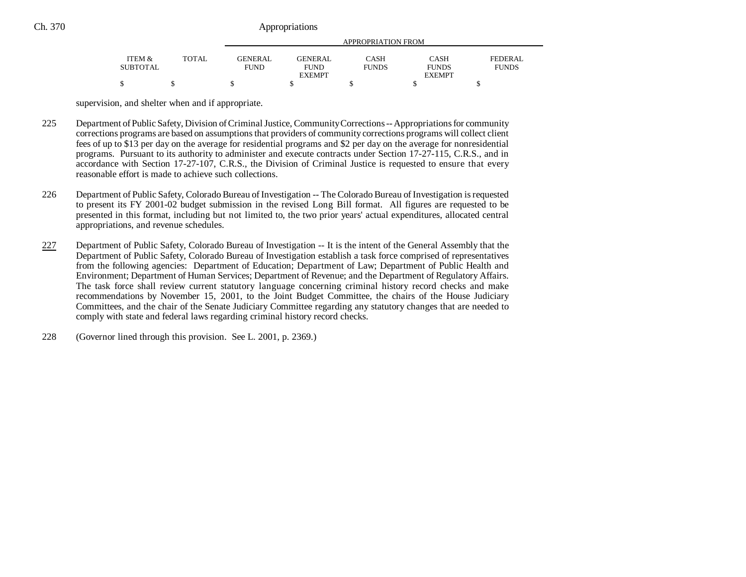| ITEM & SUBTOTAL | TOTAL | GENERAL FUND | GENERAL FUND EXEMPT | CASH FUNDS | CASH FUNDS EXEMPT | FEDERAL FUNDS |
|---|---|---|---|---|---|---|
| $ | $ | $ | $ | $ | $ | $ |

supervision, and shelter when and if appropriate.

225 Department of Public Safety, Division of Criminal Justice, Community Corrections -- Appropriations for community corrections programs are based on assumptions that providers of community corrections programs will collect client fees of up to $13 per day on the average for residential programs and $2 per day on the average for nonresidential programs. Pursuant to its authority to administer and execute contracts under Section 17-27-115, C.R.S., and in accordance with Section 17-27-107, C.R.S., the Division of Criminal Justice is requested to ensure that every reasonable effort is made to achieve such collections.

226 Department of Public Safety, Colorado Bureau of Investigation -- The Colorado Bureau of Investigation is requested to present its FY 2001-02 budget submission in the revised Long Bill format. All figures are requested to be presented in this format, including but not limited to, the two prior years' actual expenditures, allocated central appropriations, and revenue schedules.

227 Department of Public Safety, Colorado Bureau of Investigation -- It is the intent of the General Assembly that the Department of Public Safety, Colorado Bureau of Investigation establish a task force comprised of representatives from the following agencies: Department of Education; Department of Law; Department of Public Health and Environment; Department of Human Services; Department of Revenue; and the Department of Regulatory Affairs. The task force shall review current statutory language concerning criminal history record checks and make recommendations by November 15, 2001, to the Joint Budget Committee, the chairs of the House Judiciary Committees, and the chair of the Senate Judiciary Committee regarding any statutory changes that are needed to comply with state and federal laws regarding criminal history record checks.

228 (Governor lined through this provision. See L. 2001, p. 2369.)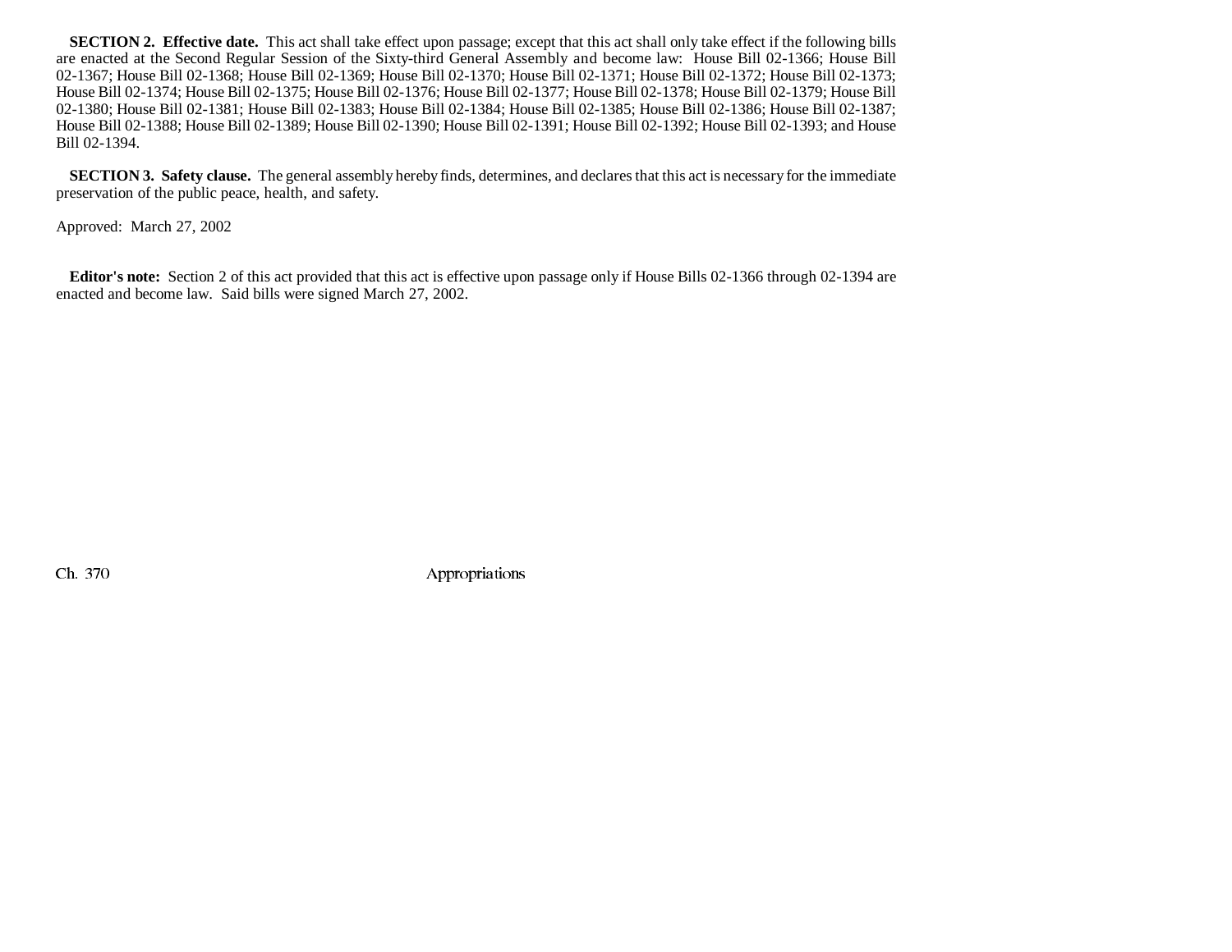**SECTION 2. Effective date.** This act shall take effect upon passage; except that this act shall only take effect if the following bills are enacted at the Second Regular Session of the Sixty-third General Assembly and become law: House Bill 02-1366; House Bill 02-1367; House Bill 02-1368; House Bill 02-1369; House Bill 02-1370; House Bill 02-1371; House Bill 02-1372; House Bill 02-1373; House Bill 02-1374; House Bill 02-1375; House Bill 02-1376; House Bill 02-1377; House Bill 02-1378; House Bill 02-1379; House Bill 02-1380; House Bill 02-1381; House Bill 02-1383; House Bill 02-1384; House Bill 02-1385; House Bill 02-1386; House Bill 02-1387; House Bill 02-1388; House Bill 02-1389; House Bill 02-1390; House Bill 02-1391; House Bill 02-1392; House Bill 02-1393; and House Bill 02-1394.

**SECTION 3. Safety clause.** The general assembly hereby finds, determines, and declares that this act is necessary for the immediate preservation of the public peace, health, and safety.

Approved: March 27, 2002

**Editor's note:** Section 2 of this act provided that this act is effective upon passage only if House Bills 02-1366 through 02-1394 are enacted and become law. Said bills were signed March 27, 2002.